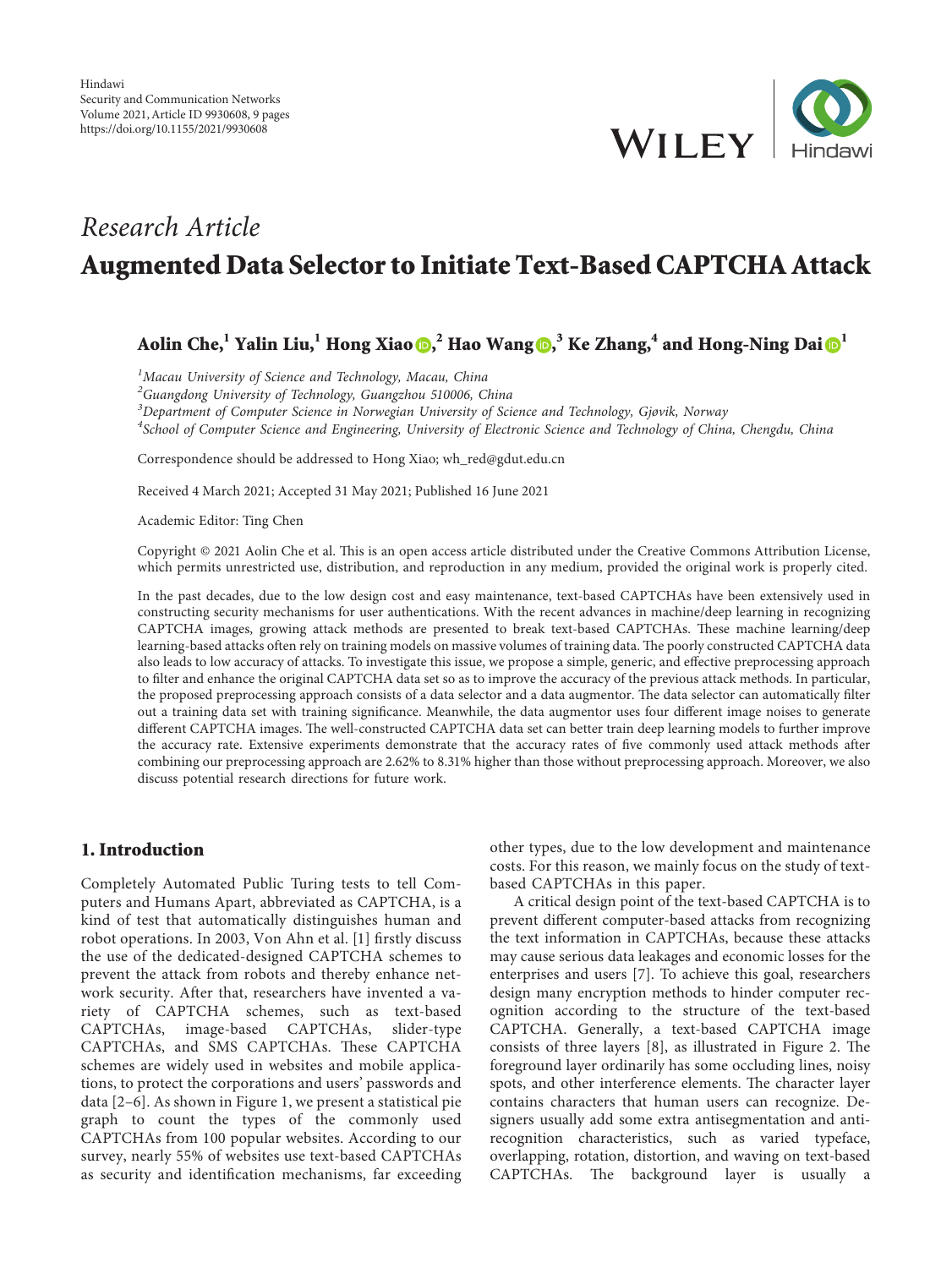Hindawi
Security and Communication Networks
Volume 2021, Article ID 9930608, 9 pages
https://doi.org/10.1155/2021/9930608

*Research Article*

# Augmented Data Selector to Initiate Text-Based CAPTCHA Attack

**Aolin Che,[1] Yalin Liu,[1] Hong Xiao,[2] Hao Wang,[3] Ke Zhang,[4] and Hong-Ning Dai[1]**

[1] *Macau University of Science and Technology, Macau, China*
[2] *Guangdong University of Technology, Guangzhou 510006, China*
[3] *Department of Computer Science in Norwegian University of Science and Technology, Gjøvik, Norway*
[4] *School of Computer Science and Engineering, University of Electronic Science and Technology of China, Chengdu, China*

Correspondence should be addressed to Hong Xiao; wh_red@gdut.edu.cn

Received 4 March 2021; Accepted 31 May 2021; Published 16 June 2021

Academic Editor: Ting Chen

Copyright © 2021 Aolin Che et al. This is an open access article distributed under the Creative Commons Attribution License, which permits unrestricted use, distribution, and reproduction in any medium, provided the original work is properly cited.

In the past decades, due to the low design cost and easy maintenance, text-based CAPTCHAs have been extensively used in constructing security mechanisms for user authentications. With the recent advances in machine/deep learning in recognizing CAPTCHA images, growing attack methods are presented to break text-based CAPTCHAs. These machine learning/deep learning-based attacks often rely on training models on massive volumes of training data. The poorly constructed CAPTCHA data also leads to low accuracy of attacks. To investigate this issue, we propose a simple, generic, and effective preprocessing approach to filter and enhance the original CAPTCHA data set so as to improve the accuracy of the previous attack methods. In particular, the proposed preprocessing approach consists of a data selector and a data augmentor. The data selector can automatically filter out a training data set with training significance. Meanwhile, the data augmentor uses four different image noises to generate different CAPTCHA images. The well-constructed CAPTCHA data set can better train deep learning models to further improve the accuracy rate. Extensive experiments demonstrate that the accuracy rates of five commonly used attack methods after combining our preprocessing approach are 2.62% to 8.31% higher than those without preprocessing approach. Moreover, we also discuss potential research directions for future work.

## 1. Introduction

Completely Automated Public Turing tests to tell Computers and Humans Apart, abbreviated as CAPTCHA, is a kind of test that automatically distinguishes human and robot operations. In 2003, Von Ahn et al. [1] firstly discuss the use of the dedicated-designed CAPTCHA schemes to prevent the attack from robots and thereby enhance network security. After that, researchers have invented a variety of CAPTCHA schemes, such as text-based CAPTCHAs, image-based CAPTCHAs, slider-type CAPTCHAs, and SMS CAPTCHAs. These CAPTCHA schemes are widely used in websites and mobile applications, to protect the corporations and users' passwords and data [2–6]. As shown in Figure 1, we present a statistical pie graph to count the types of the commonly used CAPTCHAs from 100 popular websites. According to our survey, nearly 55% of websites use text-based CAPTCHAs as security and identification mechanisms, far exceeding other types, due to the low development and maintenance costs. For this reason, we mainly focus on the study of text-based CAPTCHAs in this paper.

A critical design point of the text-based CAPTCHA is to prevent different computer-based attacks from recognizing the text information in CAPTCHAs, because these attacks may cause serious data leakages and economic losses for the enterprises and users [7]. To achieve this goal, researchers design many encryption methods to hinder computer recognition according to the structure of the text-based CAPTCHA. Generally, a text-based CAPTCHA image consists of three layers [8], as illustrated in Figure 2. The foreground layer ordinarily has some occluding lines, noisy spots, and other interference elements. The character layer contains characters that human users can recognize. Designers usually add some extra antisegmentation and anti-recognition characteristics, such as varied typeface, overlapping, rotation, distortion, and waving on text-based CAPTCHAs. The background layer is usually a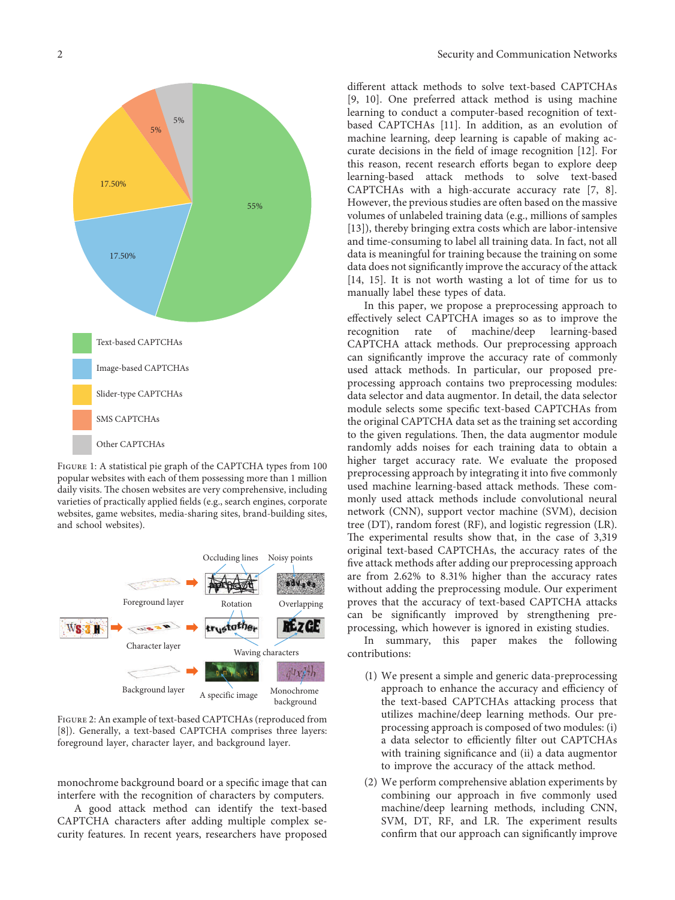5%

5%

17.50%

55%

17.50%

Text-based CAPTCHAs

Image-based CAPTCHAs

Slider-type CAPTCHAs

SMS CAPTCHAs

Other CAPTCHAs

Figure 1: A statistical pie graph of the CAPTCHA types from 100 popular websites with each of them possessing more than 1 million daily visits. The chosen websites are very comprehensive, including varieties of practically applied fields (e.g., search engines, corporate websites, game websites, media-sharing sites, brand-building sites, and school websites).

Occluding lines

Noisy points

Foreground layer

Rotation

Overlapping

Character layer

Waving characters

Background layer

A specific image

Monochrome background

Figure 2: An example of text-based CAPTCHAs (reproduced from [8]). Generally, a text-based CAPTCHA comprises three layers: foreground layer, character layer, and background layer.

monochrome background board or a specific image that can interfere with the recognition of characters by computers.

A good attack method can identify the text-based CAPTCHA characters after adding multiple complex security features. In recent years, researchers have proposed different attack methods to solve text-based CAPTCHAs [9, 10]. One preferred attack method is using machine learning to conduct a computer-based recognition of text-based CAPTCHAs [11]. In addition, as an evolution of machine learning, deep learning is capable of making accurate decisions in the field of image recognition [12]. For this reason, recent research efforts began to explore deep learning-based attack methods to solve text-based CAPTCHAs with a high-accurate accuracy rate [7, 8]. However, the previous studies are often based on the massive volumes of unlabeled training data (e.g., millions of samples [13]), thereby bringing extra costs which are labor-intensive and time-consuming to label all training data. In fact, not all data is meaningful for training because the training on some data does not significantly improve the accuracy of the attack [14, 15]. It is not worth wasting a lot of time for us to manually label these types of data.

In this paper, we propose a preprocessing approach to effectively select CAPTCHA images so as to improve the recognition rate of machine/deep learning-based CAPTCHA attack methods. Our preprocessing approach can significantly improve the accuracy rate of commonly used attack methods. In particular, our proposed preprocessing approach contains two preprocessing modules: data selector and data augmentor. In detail, the data selector module selects some specific text-based CAPTCHAs from the original CAPTCHA data set as the training set according to the given regulations. Then, the data augmentor module randomly adds noises for each training data to obtain a higher target accuracy rate. We evaluate the proposed preprocessing approach by integrating it into five commonly used machine learning-based attack methods. These commonly used attack methods include convolutional neural network (CNN), support vector machine (SVM), decision tree (DT), random forest (RF), and logistic regression (LR). The experimental results show that, in the case of 3,319 original text-based CAPTCHAs, the accuracy rates of the five attack methods after adding our preprocessing approach are from 2.62% to 8.31% higher than the accuracy rates without adding the preprocessing module. Our experiment proves that the accuracy of text-based CAPTCHA attacks can be significantly improved by strengthening preprocessing, which however is ignored in existing studies.

In summary, this paper makes the following contributions:

(1) We present a simple and generic data-preprocessing approach to enhance the accuracy and efficiency of the text-based CAPTCHAs attacking process that utilizes machine/deep learning methods. Our preprocessing approach is composed of two modules: (i) a data selector to efficiently filter out CAPTCHAs with training significance and (ii) a data augmentor to improve the accuracy of the attack method.

(2) We perform comprehensive ablation experiments by combining our approach in five commonly used machine/deep learning methods, including CNN, SVM, DT, RF, and LR. The experiment results confirm that our approach can significantly improve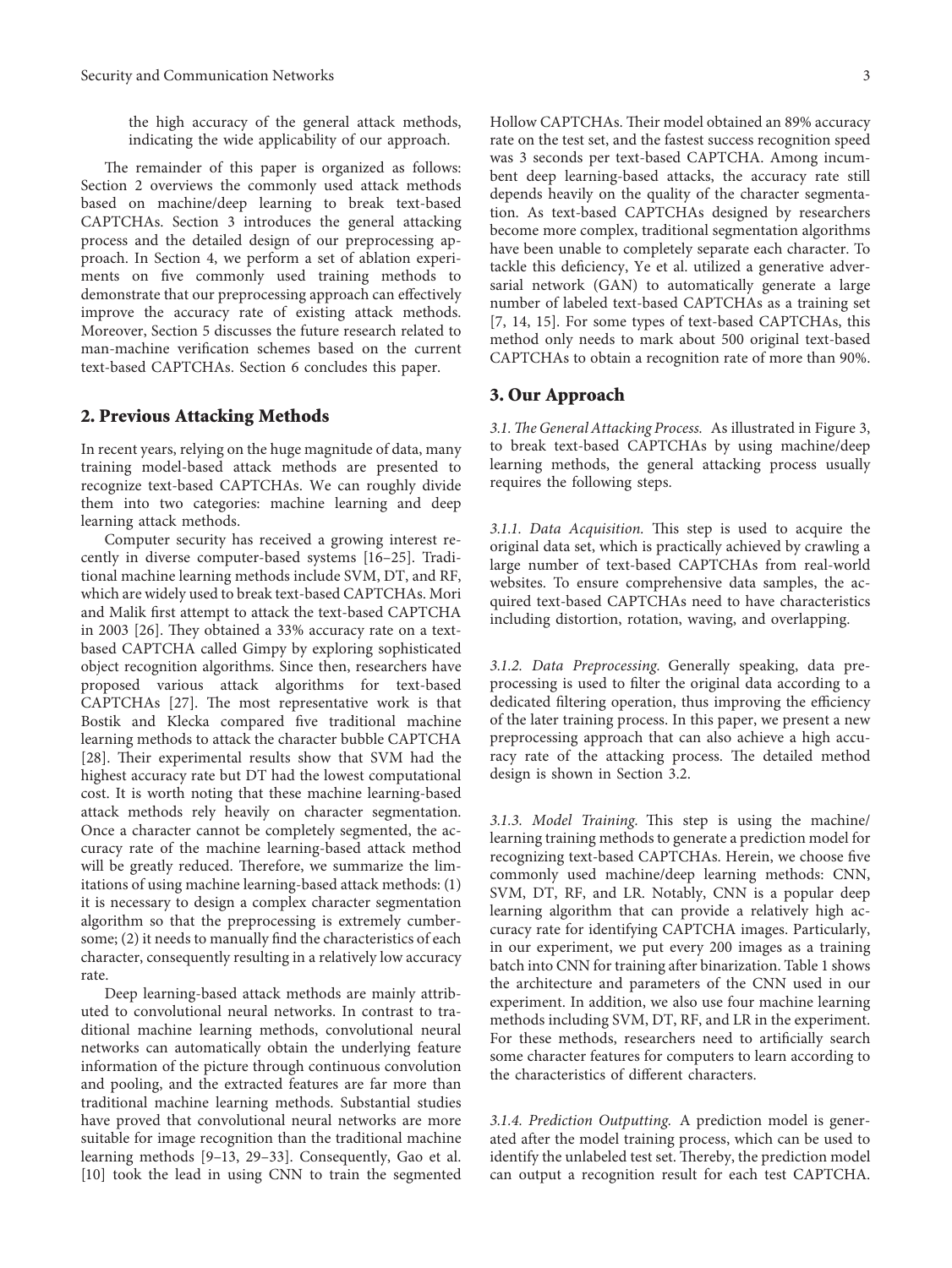the high accuracy of the general attack methods, indicating the wide applicability of our approach.

The remainder of this paper is organized as follows: Section 2 overviews the commonly used attack methods based on machine/deep learning to break text-based CAPTCHAs. Section 3 introduces the general attacking process and the detailed design of our preprocessing approach. In Section 4, we perform a set of ablation experiments on five commonly used training methods to demonstrate that our preprocessing approach can effectively improve the accuracy rate of existing attack methods. Moreover, Section 5 discusses the future research related to man-machine verification schemes based on the current text-based CAPTCHAs. Section 6 concludes this paper.

## 2. Previous Attacking Methods

In recent years, relying on the huge magnitude of data, many training model-based attack methods are presented to recognize text-based CAPTCHAs. We can roughly divide them into two categories: machine learning and deep learning attack methods.

Computer security has received a growing interest recently in diverse computer-based systems [16–25]. Traditional machine learning methods include SVM, DT, and RF, which are widely used to break text-based CAPTCHAs. Mori and Malik first attempt to attack the text-based CAPTCHA in 2003 [26]. They obtained a 33% accuracy rate on a text-based CAPTCHA called Gimpy by exploring sophisticated object recognition algorithms. Since then, researchers have proposed various attack algorithms for text-based CAPTCHAs [27]. The most representative work is that Bostik and Klecka compared five traditional machine learning methods to attack the character bubble CAPTCHA [28]. Their experimental results show that SVM had the highest accuracy rate but DT had the lowest computational cost. It is worth noting that these machine learning-based attack methods rely heavily on character segmentation. Once a character cannot be completely segmented, the accuracy rate of the machine learning-based attack method will be greatly reduced. Therefore, we summarize the limitations of using machine learning-based attack methods: (1) it is necessary to design a complex character segmentation algorithm so that the preprocessing is extremely cumbersome; (2) it needs to manually find the characteristics of each character, consequently resulting in a relatively low accuracy rate.

Deep learning-based attack methods are mainly attributed to convolutional neural networks. In contrast to traditional machine learning methods, convolutional neural networks can automatically obtain the underlying feature information of the picture through continuous convolution and pooling, and the extracted features are far more than traditional machine learning methods. Substantial studies have proved that convolutional neural networks are more suitable for image recognition than the traditional machine learning methods [9–13, 29–33]. Consequently, Gao et al. [10] took the lead in using CNN to train the segmented Hollow CAPTCHAs. Their model obtained an 89% accuracy rate on the test set, and the fastest success recognition speed was 3 seconds per text-based CAPTCHA. Among incumbent deep learning-based attacks, the accuracy rate still depends heavily on the quality of the character segmentation. As text-based CAPTCHAs designed by researchers become more complex, traditional segmentation algorithms have been unable to completely separate each character. To tackle this deficiency, Ye et al. utilized a generative adversarial network (GAN) to automatically generate a large number of labeled text-based CAPTCHAs as a training set [7, 14, 15]. For some types of text-based CAPTCHAs, this method only needs to mark about 500 original text-based CAPTCHAs to obtain a recognition rate of more than 90%.

## 3. Our Approach

*3.1. The General Attacking Process.* As illustrated in Figure 3, to break text-based CAPTCHAs by using machine/deep learning methods, the general attacking process usually requires the following steps.

*3.1.1. Data Acquisition.* This step is used to acquire the original data set, which is practically achieved by crawling a large number of text-based CAPTCHAs from real-world websites. To ensure comprehensive data samples, the acquired text-based CAPTCHAs need to have characteristics including distortion, rotation, waving, and overlapping.

*3.1.2. Data Preprocessing.* Generally speaking, data preprocessing is used to filter the original data according to a dedicated filtering operation, thus improving the efficiency of the later training process. In this paper, we present a new preprocessing approach that can also achieve a high accuracy rate of the attacking process. The detailed method design is shown in Section 3.2.

*3.1.3. Model Training.* This step is using the machine/learning training methods to generate a prediction model for recognizing text-based CAPTCHAs. Herein, we choose five commonly used machine/deep learning methods: CNN, SVM, DT, RF, and LR. Notably, CNN is a popular deep learning algorithm that can provide a relatively high accuracy rate for identifying CAPTCHA images. Particularly, in our experiment, we put every 200 images as a training batch into CNN for training after binarization. Table 1 shows the architecture and parameters of the CNN used in our experiment. In addition, we also use four machine learning methods including SVM, DT, RF, and LR in the experiment. For these methods, researchers need to artificially search some character features for computers to learn according to the characteristics of different characters.

*3.1.4. Prediction Outputting.* A prediction model is generated after the model training process, which can be used to identify the unlabeled test set. Thereby, the prediction model can output a recognition result for each test CAPTCHA.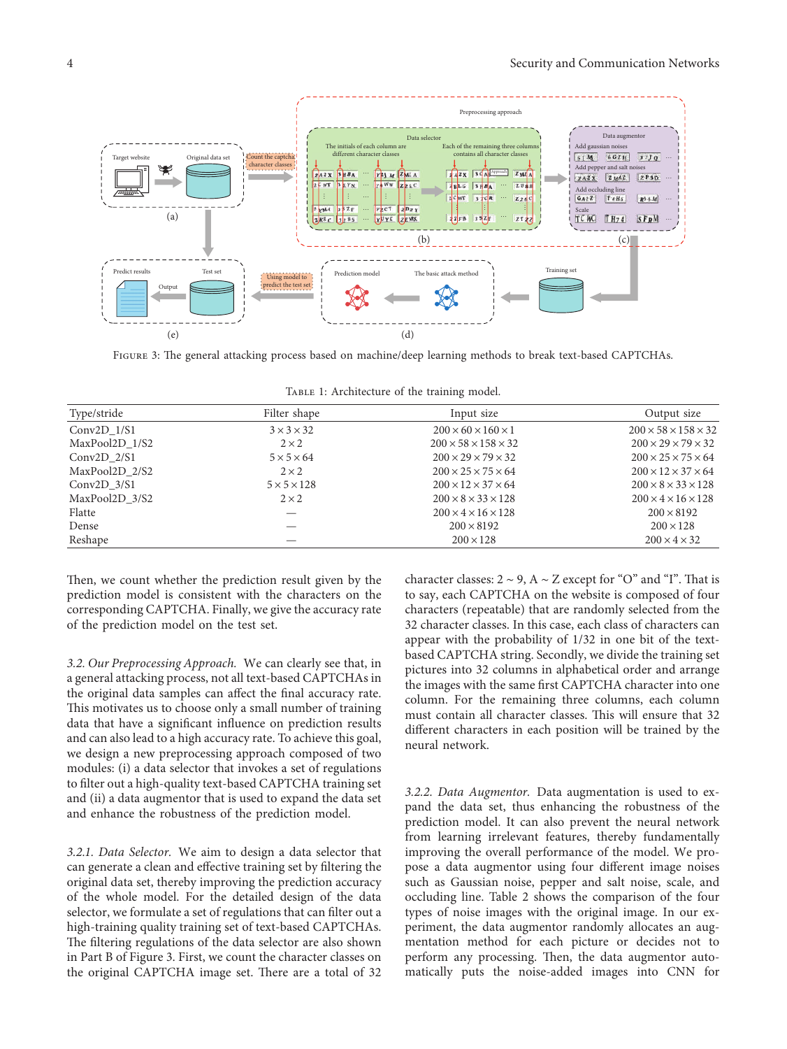Preprocessing approach

Target website

Original data set

(a)

Count the captcha character classes

Data selector

The initials of each column are different character classes

Each of the remaining three columns contains all character classes

(b)

Data augmentor

Add gaussian noises

Add pepper and salt noises

Add occluding line

Scale

(c)

Predict results

Output

Test set

(e)

Using model to predict the test set

Prediction model

The basic attack method

(d)

Training set

Figure 3: The general attacking process based on machine/deep learning methods to break text-based CAPTCHAs.

Table 1: Architecture of the training model.

| Type/stride | Filter shape | Input size | Output size |
|---|---|---|---|
| Conv2D_1/S1 | $3 \times 3 \times 32$ | $200 \times 60 \times 160 \times 1$ | $200 \times 58 \times 158 \times 32$ |
| MaxPool2D_1/S2 | $2 \times 2$ | $200 \times 58 \times 158 \times 32$ | $200 \times 29 \times 79 \times 32$ |
| Conv2D_2/S1 | $5 \times 5 \times 64$ | $200 \times 29 \times 79 \times 32$ | $200 \times 25 \times 75 \times 64$ |
| MaxPool2D_2/S2 | $2 \times 2$ | $200 \times 25 \times 75 \times 64$ | $200 \times 12 \times 37 \times 64$ |
| Conv2D_3/S1 | $5 \times 5 \times 128$ | $200 \times 12 \times 37 \times 64$ | $200 \times 8 \times 33 \times 128$ |
| MaxPool2D_3/S2 | $2 \times 2$ | $200 \times 8 \times 33 \times 128$ | $200 \times 4 \times 16 \times 128$ |
| Flatte | — | $200 \times 4 \times 16 \times 128$ | $200 \times 8192$ |
| Dense | — | $200 \times 8192$ | $200 \times 128$ |
| Reshape | — | $200 \times 128$ | $200 \times 4 \times 32$ |

Then, we count whether the prediction result given by the prediction model is consistent with the characters on the corresponding CAPTCHA. Finally, we give the accuracy rate of the prediction model on the test set.

*3.2. Our Preprocessing Approach.* We can clearly see that, in a general attacking process, not all text-based CAPTCHAs in the original data samples can affect the final accuracy rate. This motivates us to choose only a small number of training data that have a significant influence on prediction results and can also lead to a high accuracy rate. To achieve this goal, we design a new preprocessing approach composed of two modules: (i) a data selector that invokes a set of regulations to filter out a high-quality text-based CAPTCHA training set and (ii) a data augmentor that is used to expand the data set and enhance the robustness of the prediction model.

*3.2.1. Data Selector.* We aim to design a data selector that can generate a clean and effective training set by filtering the original data set, thereby improving the prediction accuracy of the whole model. For the detailed design of the data selector, we formulate a set of regulations that can filter out a high-training quality training set of text-based CAPTCHAs. The filtering regulations of the data selector are also shown in Part B of Figure 3. First, we count the character classes on the original CAPTCHA image set. There are a total of 32 character classes: 2 ~ 9, A ~ Z except for "O" and "I". That is to say, each CAPTCHA on the website is composed of four characters (repeatable) that are randomly selected from the 32 character classes. In this case, each class of characters can appear with the probability of 1/32 in one bit of the text-based CAPTCHA string. Secondly, we divide the training set pictures into 32 columns in alphabetical order and arrange the images with the same first CAPTCHA character into one column. For the remaining three columns, each column must contain all character classes. This will ensure that 32 different characters in each position will be trained by the neural network.

*3.2.2. Data Augmentor.* Data augmentation is used to expand the data set, thus enhancing the robustness of the prediction model. It can also prevent the neural network from learning irrelevant features, thereby fundamentally improving the overall performance of the model. We propose a data augmentor using four different image noises such as Gaussian noise, pepper and salt noise, scale, and occluding line. Table 2 shows the comparison of the four types of noise images with the original image. In our experiment, the data augmentor randomly selects an augmentation method for each picture or decides not to perform any processing. Then, the data augmentor automatically puts the noise-added images into CNN for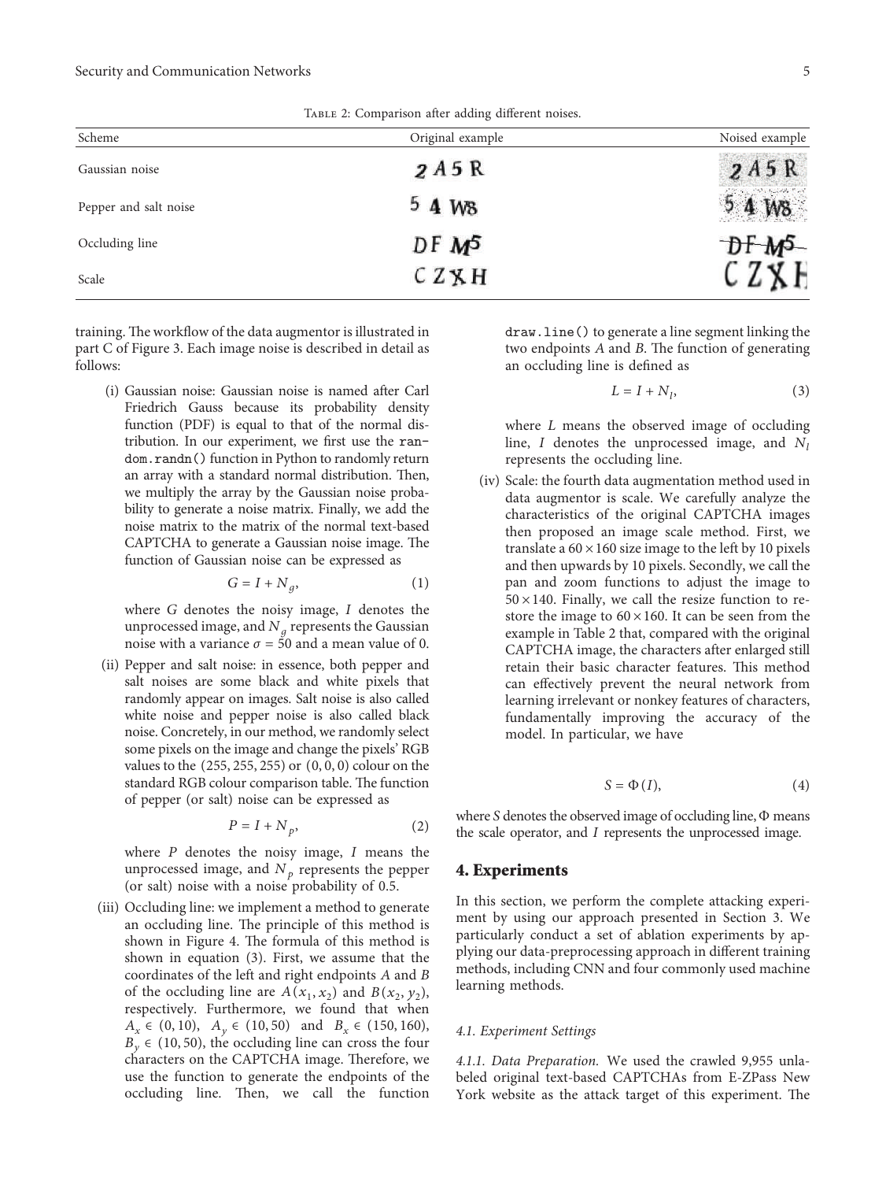Table 2: Comparison after adding different noises.

| Scheme | Original example | Noised example |
| --- | --- | --- |
| Gaussian noise | 2A5R | 2A5R |
| Pepper and salt noise | 54W8 | 54W8 |
| Occluding line | DFM5 | DFM5 |
| Scale | CZXH | CZXH |

training. The workflow of the data augmentor is illustrated in part C of Figure 3. Each image noise is described in detail as follows:

(i) Gaussian noise: Gaussian noise is named after Carl Friedrich Gauss because its probability density function (PDF) is equal to that of the normal distribution. In our experiment, we first use the `random.randn()` function in Python to randomly return an array with a standard normal distribution. Then, we multiply the array by the Gaussian noise probability to generate a noise matrix. Finally, we add the noise matrix to the matrix of the normal text-based CAPTCHA to generate a Gaussian noise image. The function of Gaussian noise can be expressed as

$$G = I + N_g, \tag{1}$$

where $G$ denotes the noisy image, $I$ denotes the unprocessed image, and $N_g$ represents the Gaussian noise with a variance $\sigma = 50$ and a mean value of 0.

(ii) Pepper and salt noise: in essence, both pepper and salt noises are some black and white pixels that randomly appear on images. Salt noise is also called white noise and pepper noise is also called black noise. Concretely, in our method, we randomly select some pixels on the image and change the pixels' RGB values to the $(255, 255, 255)$ or $(0, 0, 0)$ colour on the standard RGB colour comparison table. The function of pepper (or salt) noise can be expressed as

$$P = I + N_p, \tag{2}$$

where $P$ denotes the noisy image, $I$ means the unprocessed image, and $N_p$ represents the pepper (or salt) noise with a noise probability of 0.5.

(iii) Occluding line: we implement a method to generate an occluding line. The principle of this method is shown in Figure 4. The formula of this method is shown in equation (3). First, we assume that the coordinates of the left and right endpoints $A$ and $B$ of the occluding line are $A(x_1, x_2)$ and $B(x_2, y_2)$, respectively. Furthermore, we found that when $A_x \in (0, 10)$, $A_y \in (10, 50)$ and $B_x \in (150, 160)$, $B_y \in (10, 50)$, the occluding line can cross the four characters on the CAPTCHA image. Therefore, we use the function to generate the endpoints of the occluding line. Then, we call the function `draw.line()` to generate a line segment linking the two endpoints $A$ and $B$. The function of generating an occluding line is defined as

$$L = I + N_l, \tag{3}$$

where $L$ means the observed image of occluding line, $I$ denotes the unprocessed image, and $N_l$ represents the occluding line.

(iv) Scale: the fourth data augmentation method used in data augmentor is scale. We carefully analyze the characteristics of the original CAPTCHA images then proposed an image scale method. First, we translate a $60 \times 160$ size image to the left by 10 pixels and then upwards by 10 pixels. Secondly, we call the pan and zoom functions to adjust the image to $50 \times 140$. Finally, we call the resize function to restore the image to $60 \times 160$. It can be seen from the example in Table 2 that, compared with the original CAPTCHA image, the characters after enlarged still retain their basic character features. This method can effectively prevent the neural network from learning irrelevant or nonkey features of characters, fundamentally improving the accuracy of the model. In particular, we have

$$S = \Phi(I), \tag{4}$$

where $S$ denotes the observed image of occluding line, $\Phi$ means the scale operator, and $I$ represents the unprocessed image.

## 4. Experiments

In this section, we perform the complete attacking experiment by using our approach presented in Section 3. We particularly conduct a set of ablation experiments by applying our data-preprocessing approach in different training methods, including CNN and four commonly used machine learning methods.

### 4.1. Experiment Settings

#### 4.1.1. Data Preparation.

We used the crawled 9,955 unlabeled original text-based CAPTCHAs from E-ZPass New York website as the attack target of this experiment. The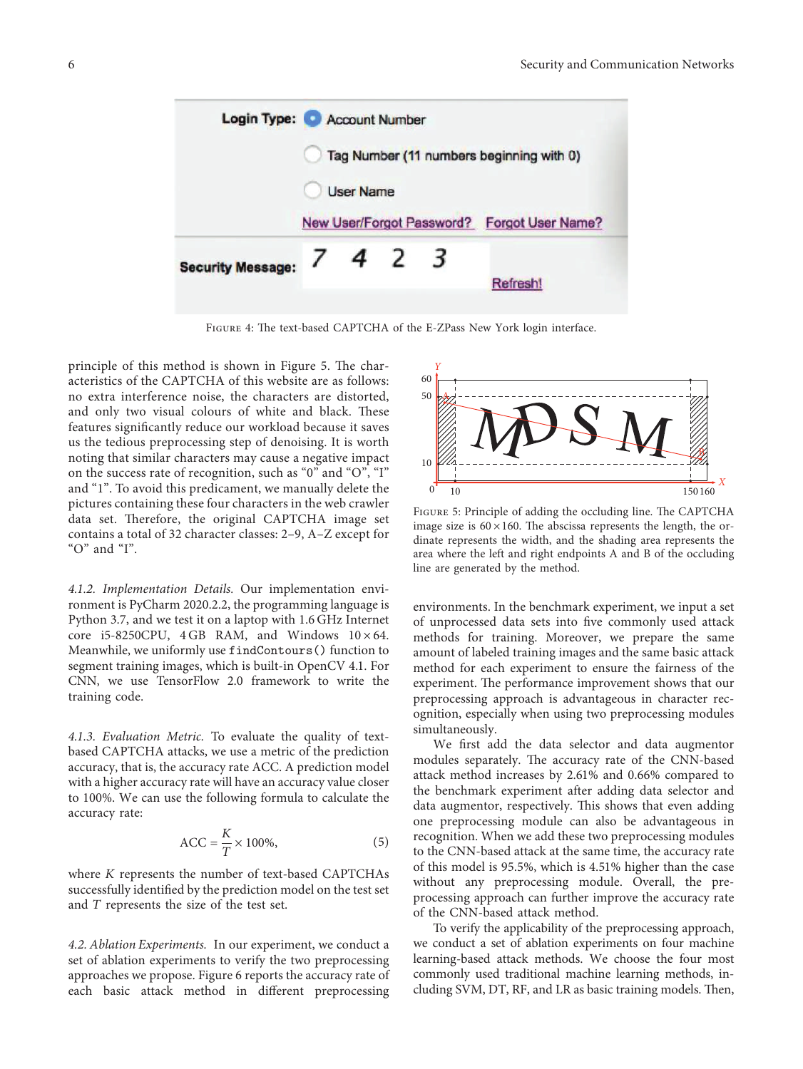Login Type: Account Number

Tag Number (11 numbers beginning with 0)

User Name

New User/Forgot Password? Forgot User Name?

Security Message: 7 4 2 3

Refresh!

Figure 4: The text-based CAPTCHA of the E-ZPass New York login interface.

principle of this method is shown in Figure 5. The characteristics of the CAPTCHA of this website are as follows: no extra interference noise, the characters are distorted, and only two visual colours of white and black. These features significantly reduce our workload because it saves us the tedious preprocessing step of denoising. It is worth noting that similar characters may cause a negative impact on the success rate of recognition, such as "0" and "O", "I" and "1". To avoid this predicament, we manually delete the pictures containing these four characters in the web crawler data set. Therefore, the original CAPTCHA image set contains a total of 32 character classes: 2–9, A–Z except for "O" and "I".

Y

60

50

10

0

10

150 160

X

A

B

Figure 5: Principle of adding the occluding line. The CAPTCHA image size is $60 \times 160$. The abscissa represents the length, the ordinate represents the width, and the shading area represents the area where the left and right endpoints A and B of the occluding line are generated by the method.

*4.1.2. Implementation Details.* Our implementation environment is PyCharm 2020.2.2, the programming language is Python 3.7, and we test it on a laptop with 1.6 GHz Internet core i5-8250CPU, 4 GB RAM, and Windows $10 \times 64$. Meanwhile, we uniformly use `findContours()` function to segment training images, which is built-in OpenCV 4.1. For CNN, we use TensorFlow 2.0 framework to write the training code.

*4.1.3. Evaluation Metric.* To evaluate the quality of text-based CAPTCHA attacks, we use a metric of the prediction accuracy, that is, the accuracy rate ACC. A prediction model with a higher accuracy rate will have an accuracy value closer to 100%. We can use the following formula to calculate the accuracy rate:

$$\mathrm{ACC} = \frac{K}{T} \times 100\%, \tag{5}$$

where $K$ represents the number of text-based CAPTCHAs successfully identified by the prediction model on the test set and $T$ represents the size of the test set.

*4.2. Ablation Experiments.* In our experiment, we conduct a set of ablation experiments to verify the two preprocessing approaches we propose. Figure 6 reports the accuracy rate of each basic attack method in different preprocessing environments. In the benchmark experiment, we input a set of unprocessed data sets into five commonly used attack methods for training. Moreover, we prepare the same amount of labeled training images and the same basic attack method for each experiment to ensure the fairness of the experiment. The performance improvement shows that our preprocessing approach is advantageous in character recognition, especially when using two preprocessing modules simultaneously.

We first add the data selector and data augmentor modules separately. The accuracy rate of the CNN-based attack method increases by 2.61% and 0.66% compared to the benchmark experiment after adding data selector and data augmentor, respectively. This shows that even adding one preprocessing module can also be advantageous in recognition. When we add these two preprocessing modules to the CNN-based attack at the same time, the accuracy rate of this model is 95.5%, which is 4.51% higher than the case without any preprocessing module. Overall, the preprocessing approach can further improve the accuracy rate of the CNN-based attack method.

To verify the applicability of the preprocessing approach, we conduct a set of ablation experiments on four machine learning-based attack methods. We choose the four most commonly used traditional machine learning methods, including SVM, DT, RF, and LR as basic training models. Then,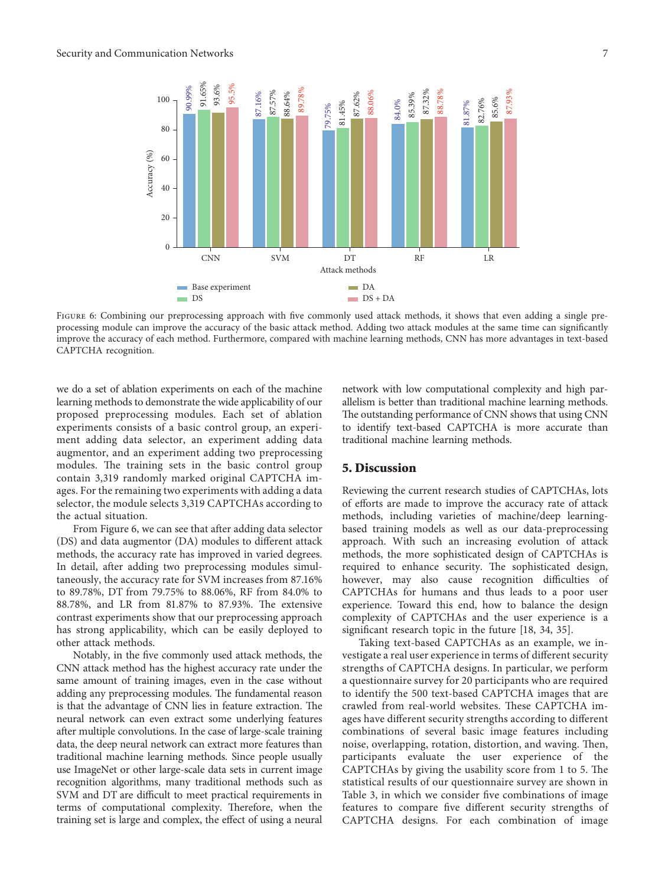100
80
60
40
20
0

Accuracy (%)

90.99% 91.65% 93.6% 95.5%
87.16% 87.57% 88.64% 89.78%
79.75% 81.45% 87.62% 88.06%
84.0% 85.39% 87.32% 88.78%
81.87% 82.76% 85.6% 87.93%

CNN SVM DT RF LR

Attack methods

Base experiment
DS
DA
DS + DA

Figure 6: Combining our preprocessing approach with five commonly used attack methods, it shows that even adding a single preprocessing module can improve the accuracy of the basic attack method. Adding two attack modules at the same time can significantly improve the accuracy of each method. Furthermore, compared with machine learning methods, CNN has more advantages in text-based CAPTCHA recognition.

we do a set of ablation experiments on each of the machine learning methods to demonstrate the wide applicability of our proposed preprocessing modules. Each set of ablation experiments consists of a basic control group, an experiment adding data selector, an experiment adding data augmentor, and an experiment adding two preprocessing modules. The training sets in the basic control group contain 3,319 randomly marked original CAPTCHA images. For the remaining two experiments with adding a data selector, the module selects 3,319 CAPTCHAs according to the actual situation.

From Figure 6, we can see that after adding data selector (DS) and data augmentor (DA) modules to different attack methods, the accuracy rate has improved in varied degrees. In detail, after adding two preprocessing modules simultaneously, the accuracy rate for SVM increases from 87.16% to 89.78%, DT from 79.75% to 88.06%, RF from 84.0% to 88.78%, and LR from 81.87% to 87.93%. The extensive contrast experiments show that our preprocessing approach has strong applicability, which can be easily deployed to other attack methods.

Notably, in the five commonly used attack methods, the CNN attack method has the highest accuracy rate under the same amount of training images, even in the case without adding any preprocessing modules. The fundamental reason is that the advantage of CNN lies in feature extraction. The neural network can even extract some underlying features after multiple convolutions. In the case of large-scale training data, the deep neural network can extract more features than traditional machine learning methods. Since people usually use ImageNet or other large-scale data sets in current image recognition algorithms, many traditional methods such as SVM and DT are difficult to meet practical requirements in terms of computational complexity. Therefore, when the training set is large and complex, the effect of using a neural network with low computational complexity and high parallelism is better than traditional machine learning methods. The outstanding performance of CNN shows that using CNN to identify text-based CAPTCHA is more accurate than traditional machine learning methods.

## 5. Discussion

Reviewing the current research studies of CAPTCHAs, lots of efforts are made to improve the accuracy rate of attack methods, including varieties of machine/deep learning-based training models as well as our data-preprocessing approach. With such an increasing evolution of attack methods, the more sophisticated design of CAPTCHAs is required to enhance security. The sophisticated design, however, may also cause recognition difficulties of CAPTCHAs for humans and thus leads to a poor user experience. Toward this end, how to balance the design complexity of CAPTCHAs and the user experience is a significant research topic in the future [18, 34, 35].

Taking text-based CAPTCHAs as an example, we investigate a real user experience in terms of different security strengths of CAPTCHA designs. In particular, we perform a questionnaire survey for 20 participants who are required to identify the 500 text-based CAPTCHA images that are crawled from real-world websites. These CAPTCHA images have different security strengths according to different combinations of several basic image features including noise, overlapping, rotation, distortion, and waving. Then, participants evaluate the user experience of the CAPTCHAs by giving the usability score from 1 to 5. The statistical results of our questionnaire survey are shown in Table 3, in which we consider five combinations of image features to compare five different security strengths of CAPTCHA designs. For each combination of image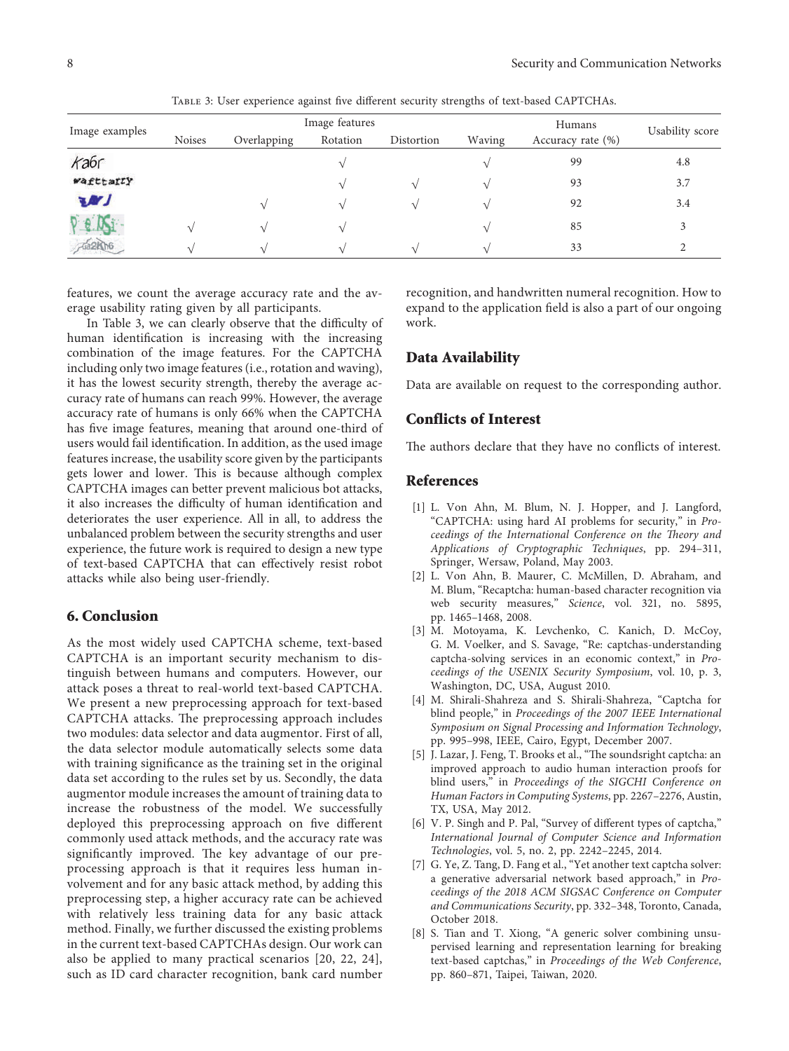Table 3: User experience against five different security strengths of text-based CAPTCHAs.

| Image examples | Image features | | | | | Humans | Usability score |
|---|---|---|---|---|---|---|---|
| | Noises | Overlapping | Rotation | Distortion | Waving | Accuracy rate (%) | |
| Ka6r | | | √ | | √ | 99 | 4.8 |
| wafttarry | | | √ | √ | √ | 93 | 3.7 |
| | | √ | √ | √ | √ | 92 | 3.4 |
| P e DSi | √ | √ | √ | | √ | 85 | 3 |
| G62Kh6 | √ | √ | √ | √ | √ | 33 | 2 |

features, we count the average accuracy rate and the average usability rating given by all participants.

In Table 3, we can clearly observe that the difficulty of human identification is increasing with the increasing combination of the image features. For the CAPTCHA including only two image features (i.e., rotation and waving), it has the lowest security strength, thereby the average accuracy rate of humans can reach 99%. However, the average accuracy rate of humans is only 66% when the CAPTCHA has five image features, meaning that around one-third of users would fail identification. In addition, as the used image features increase, the usability score given by the participants gets lower and lower. This is because although complex CAPTCHA images can better prevent malicious bot attacks, it also increases the difficulty of human identification and deteriorates the user experience. All in all, to address the unbalanced problem between the security strengths and user experience, the future work is required to design a new type of text-based CAPTCHA that can effectively resist robot attacks while also being user-friendly.

## 6. Conclusion

As the most widely used CAPTCHA scheme, text-based CAPTCHA is an important security mechanism to distinguish between humans and computers. However, our attack poses a threat to real-world text-based CAPTCHA. We present a new preprocessing approach for text-based CAPTCHA attacks. The preprocessing approach includes two modules: data selector and data augmentor. First of all, the data selector module automatically selects some data with training significance as the training set in the original data set according to the rules set by us. Secondly, the data augmentor module increases the amount of training data to increase the robustness of the model. We successfully deployed this preprocessing approach on five different commonly used attack methods, and the accuracy rate was significantly improved. The key advantage of our preprocessing approach is that it requires less human involvement and for any basic attack method, by adding this preprocessing step, a higher accuracy rate can be achieved with relatively less training data for any basic attack method. Finally, we further discussed the existing problems in the current text-based CAPTCHAs design. Our work can also be applied to many practical scenarios [20, 22, 24], such as ID card character recognition, bank card number recognition, and handwritten numeral recognition. How to expand to the application field is also a part of our ongoing work.

## Data Availability

Data are available on request to the corresponding author.

## Conflicts of Interest

The authors declare that they have no conflicts of interest.

## References

[1] L. Von Ahn, M. Blum, N. J. Hopper, and J. Langford, "CAPTCHA: using hard AI problems for security," in *Proceedings of the International Conference on the Theory and Applications of Cryptographic Techniques*, pp. 294–311, Springer, Wersaw, Poland, May 2003.

[2] L. Von Ahn, B. Maurer, C. McMillen, D. Abraham, and M. Blum, "Recaptcha: human-based character recognition via web security measures," *Science*, vol. 321, no. 5895, pp. 1465–1468, 2008.

[3] M. Motoyama, K. Levchenko, C. Kanich, D. McCoy, G. M. Voelker, and S. Savage, "Re: captchas-understanding captcha-solving services in an economic context," in *Proceedings of the USENIX Security Symposium*, vol. 10, p. 3, Washington, DC, USA, August 2010.

[4] M. Shirali-Shahreza and S. Shirali-Shahreza, "Captcha for blind people," in *Proceedings of the 2007 IEEE International Symposium on Signal Processing and Information Technology*, pp. 995–998, IEEE, Cairo, Egypt, December 2007.

[5] J. Lazar, J. Feng, T. Brooks et al., "The soundsright captcha: an improved approach to audio human interaction proofs for blind users," in *Proceedings of the SIGCHI Conference on Human Factors in Computing Systems*, pp. 2267–2276, Austin, TX, USA, May 2012.

[6] V. P. Singh and P. Pal, "Survey of different types of captcha," *International Journal of Computer Science and Information Technologies*, vol. 5, no. 2, pp. 2242–2245, 2014.

[7] G. Ye, Z. Tang, D. Fang et al., "Yet another text captcha solver: a generative adversarial network based approach," in *Proceedings of the 2018 ACM SIGSAC Conference on Computer and Communications Security*, pp. 332–348, Toronto, Canada, October 2018.

[8] S. Tian and T. Xiong, "A generic solver combining unsupervised learning and representation learning for breaking text-based captchas," in *Proceedings of the Web Conference*, pp. 860–871, Taipei, Taiwan, 2020.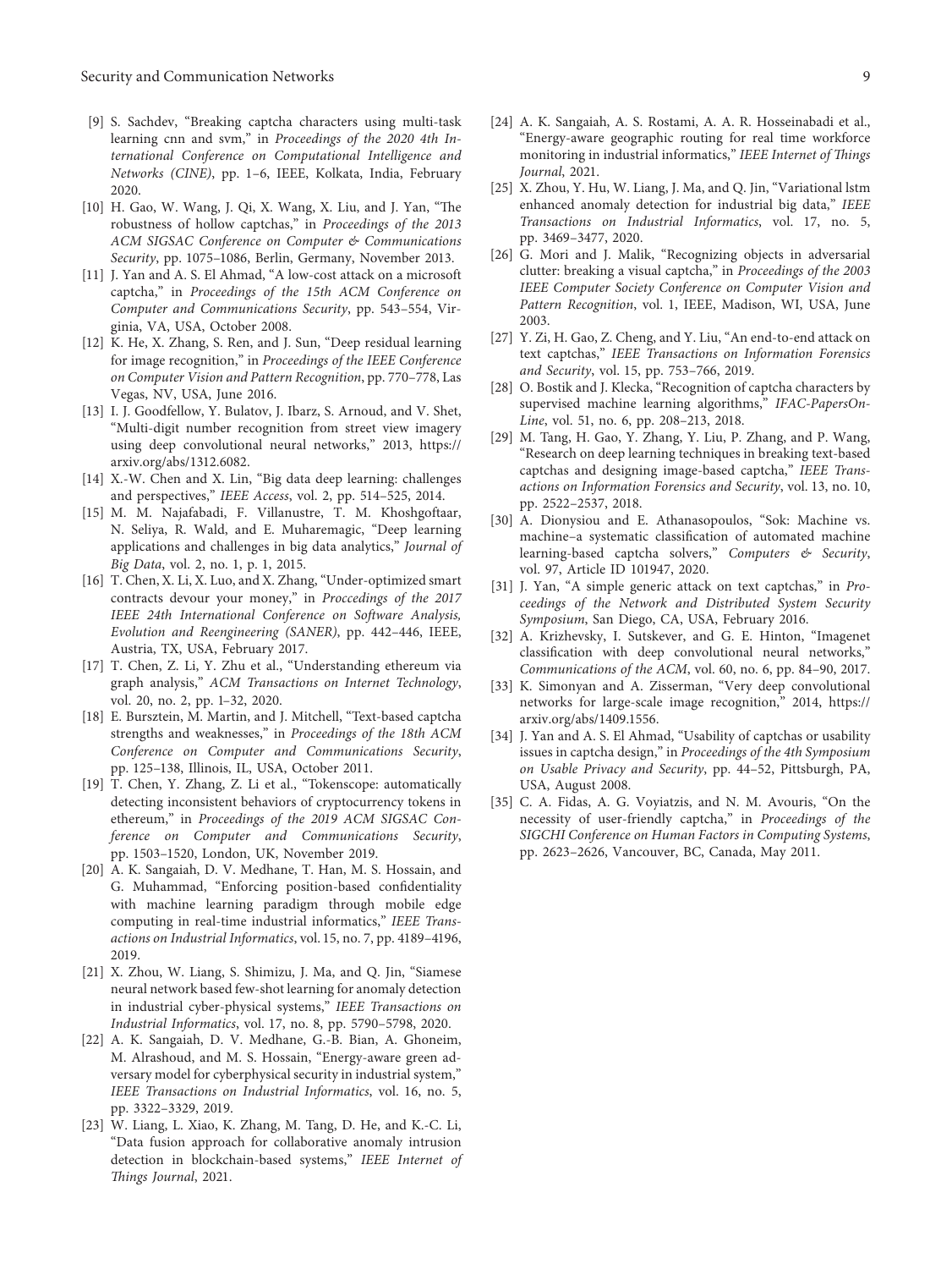[9] S. Sachdev, "Breaking captcha characters using multi-task learning cnn and svm," in *Proceedings of the 2020 4th International Conference on Computational Intelligence and Networks (CINE)*, pp. 1–6, IEEE, Kolkata, India, February 2020.

[10] H. Gao, W. Wang, J. Qi, X. Wang, X. Liu, and J. Yan, "The robustness of hollow captchas," in *Proceedings of the 2013 ACM SIGSAC Conference on Computer & Communications Security*, pp. 1075–1086, Berlin, Germany, November 2013.

[11] J. Yan and A. S. El Ahmad, "A low-cost attack on a microsoft captcha," in *Proceedings of the 15th ACM Conference on Computer and Communications Security*, pp. 543–554, Virginia, VA, USA, October 2008.

[12] K. He, X. Zhang, S. Ren, and J. Sun, "Deep residual learning for image recognition," in *Proceedings of the IEEE Conference on Computer Vision and Pattern Recognition*, pp. 770–778, Las Vegas, NV, USA, June 2016.

[13] I. J. Goodfellow, Y. Bulatov, J. Ibarz, S. Arnoud, and V. Shet, "Multi-digit number recognition from street view imagery using deep convolutional neural networks," 2013, https://arxiv.org/abs/1312.6082.

[14] X.-W. Chen and X. Lin, "Big data deep learning: challenges and perspectives," *IEEE Access*, vol. 2, pp. 514–525, 2014.

[15] M. M. Najafabadi, F. Villanustre, T. M. Khoshgoftaar, N. Seliya, R. Wald, and E. Muharemagic, "Deep learning applications and challenges in big data analytics," *Journal of Big Data*, vol. 2, no. 1, p. 1, 2015.

[16] T. Chen, X. Li, X. Luo, and X. Zhang, "Under-optimized smart contracts devour your money," in *Proccedings of the 2017 IEEE 24th International Conference on Software Analysis, Evolution and Reengineering (SANER)*, pp. 442–446, IEEE, Austria, TX, USA, February 2017.

[17] T. Chen, Z. Li, Y. Zhu et al., "Understanding ethereum via graph analysis," *ACM Transactions on Internet Technology*, vol. 20, no. 2, pp. 1–32, 2020.

[18] E. Bursztein, M. Martin, and J. Mitchell, "Text-based captcha strengths and weaknesses," in *Proceedings of the 18th ACM Conference on Computer and Communications Security*, pp. 125–138, Illinois, IL, USA, October 2011.

[19] T. Chen, Y. Zhang, Z. Li et al., "Tokenscope: automatically detecting inconsistent behaviors of cryptocurrency tokens in ethereum," in *Proceedings of the 2019 ACM SIGSAC Conference on Computer and Communications Security*, pp. 1503–1520, London, UK, November 2019.

[20] A. K. Sangaiah, D. V. Medhane, T. Han, M. S. Hossain, and G. Muhammad, "Enforcing position-based confidentiality with machine learning paradigm through mobile edge computing in real-time industrial informatics," *IEEE Transactions on Industrial Informatics*, vol. 15, no. 7, pp. 4189–4196, 2019.

[21] X. Zhou, W. Liang, S. Shimizu, J. Ma, and Q. Jin, "Siamese neural network based few-shot learning for anomaly detection in industrial cyber-physical systems," *IEEE Transactions on Industrial Informatics*, vol. 17, no. 8, pp. 5790–5798, 2020.

[22] A. K. Sangaiah, D. V. Medhane, G.-B. Bian, A. Ghoneim, M. Alrashoud, and M. S. Hossain, "Energy-aware green adversary model for cyberphysical security in industrial system," *IEEE Transactions on Industrial Informatics*, vol. 16, no. 5, pp. 3322–3329, 2019.

[23] W. Liang, L. Xiao, K. Zhang, M. Tang, D. He, and K.-C. Li, "Data fusion approach for collaborative anomaly intrusion detection in blockchain-based systems," *IEEE Internet of Things Journal*, 2021.

[24] A. K. Sangaiah, A. S. Rostami, A. A. R. Hosseinabadi et al., "Energy-aware geographic routing for real time workforce monitoring in industrial informatics," *IEEE Internet of Things Journal*, 2021.

[25] X. Zhou, Y. Hu, W. Liang, J. Ma, and Q. Jin, "Variational lstm enhanced anomaly detection for industrial big data," *IEEE Transactions on Industrial Informatics*, vol. 17, no. 5, pp. 3469–3477, 2020.

[26] G. Mori and J. Malik, "Recognizing objects in adversarial clutter: breaking a visual captcha," in *Proceedings of the 2003 IEEE Computer Society Conference on Computer Vision and Pattern Recognition*, vol. 1, IEEE, Madison, WI, USA, June 2003.

[27] Y. Zi, H. Gao, Z. Cheng, and Y. Liu, "An end-to-end attack on text captchas," *IEEE Transactions on Information Forensics and Security*, vol. 15, pp. 753–766, 2019.

[28] O. Bostik and J. Klecka, "Recognition of captcha characters by supervised machine learning algorithms," *IFAC-PapersOnLine*, vol. 51, no. 6, pp. 208–213, 2018.

[29] M. Tang, H. Gao, Y. Zhang, Y. Liu, P. Zhang, and P. Wang, "Research on deep learning techniques in breaking text-based captchas and designing image-based captcha," *IEEE Transactions on Information Forensics and Security*, vol. 13, no. 10, pp. 2522–2537, 2018.

[30] A. Dionysiou and E. Athanasopoulos, "Sok: Machine vs. machine–a systematic classification of automated machine learning-based captcha solvers," *Computers & Security*, vol. 97, Article ID 101947, 2020.

[31] J. Yan, "A simple generic attack on text captchas," in *Proceedings of the Network and Distributed System Security Symposium*, San Diego, CA, USA, February 2016.

[32] A. Krizhevsky, I. Sutskever, and G. E. Hinton, "Imagenet classification with deep convolutional neural networks," *Communications of the ACM*, vol. 60, no. 6, pp. 84–90, 2017.

[33] K. Simonyan and A. Zisserman, "Very deep convolutional networks for large-scale image recognition," 2014, https://arxiv.org/abs/1409.1556.

[34] J. Yan and A. S. El Ahmad, "Usability of captchas or usability issues in captcha design," in *Proceedings of the 4th Symposium on Usable Privacy and Security*, pp. 44–52, Pittsburgh, PA, USA, August 2008.

[35] C. A. Fidas, A. G. Voyiatzis, and N. M. Avouris, "On the necessity of user-friendly captcha," in *Proceedings of the SIGCHI Conference on Human Factors in Computing Systems*, pp. 2623–2626, Vancouver, BC, Canada, May 2011.